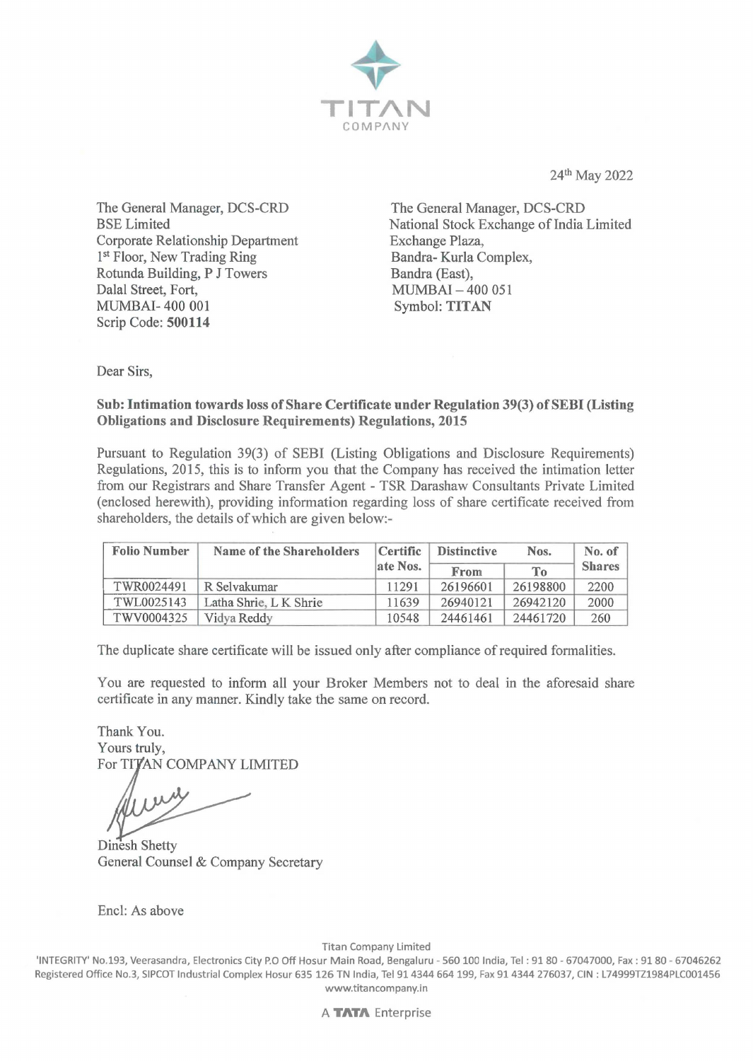TITAN COMPANY

24th May 2022

The General Manager, DCS-CRD
BSE Limited
Corporate Relationship Department
1st Floor, New Trading Ring
Rotunda Building, P J Towers
Dalal Street, Fort,
MUMBAI- 400 001
Scrip Code: **500114**

The General Manager, DCS-CRD
National Stock Exchange of India Limited
Exchange Plaza,
Bandra- Kurla Complex,
Bandra (East),
MUMBAI – 400 051
Symbol: **TITAN**

Dear Sirs,

**Sub: Intimation towards loss of Share Certificate under Regulation 39(3) of SEBI (Listing Obligations and Disclosure Requirements) Regulations, 2015**

Pursuant to Regulation 39(3) of SEBI (Listing Obligations and Disclosure Requirements) Regulations, 2015, this is to inform you that the Company has received the intimation letter from our Registrars and Share Transfer Agent - TSR Darashaw Consultants Private Limited (enclosed herewith), providing information regarding loss of share certificate received from shareholders, the details of which are given below:-

| Folio Number | Name of the Shareholders | Certificate Nos. | Distinctive Nos. | | No. of Shares |
|---|---|---|---|---|---|
| | | | From | To | |
| TWR0024491 | R Selvakumar | 11291 | 26196601 | 26198800 | 2200 |
| TWL0025143 | Latha Shrie, L K Shrie | 11639 | 26940121 | 26942120 | 2000 |
| TWV0004325 | Vidya Reddy | 10548 | 24461461 | 24461720 | 260 |

The duplicate share certificate will be issued only after compliance of required formalities.

You are requested to inform all your Broker Members not to deal in the aforesaid share certificate in any manner. Kindly take the same on record.

Thank You.
Yours truly,
For TITAN COMPANY LIMITED

Dinesh Shetty
General Counsel & Company Secretary

Encl: As above

Titan Company Limited
'INTEGRITY' No.193, Veerasandra, Electronics City P.O Off Hosur Main Road, Bengaluru - 560 100 India, Tel : 91 80 - 67047000, Fax : 91 80 - 67046262
Registered Office No.3, SIPCOT Industrial Complex Hosur 635 126 TN India, Tel 91 4344 664 199, Fax 91 4344 276037, CIN : L74999TZ1984PLC001456
www.titancompany.in

A TATA Enterprise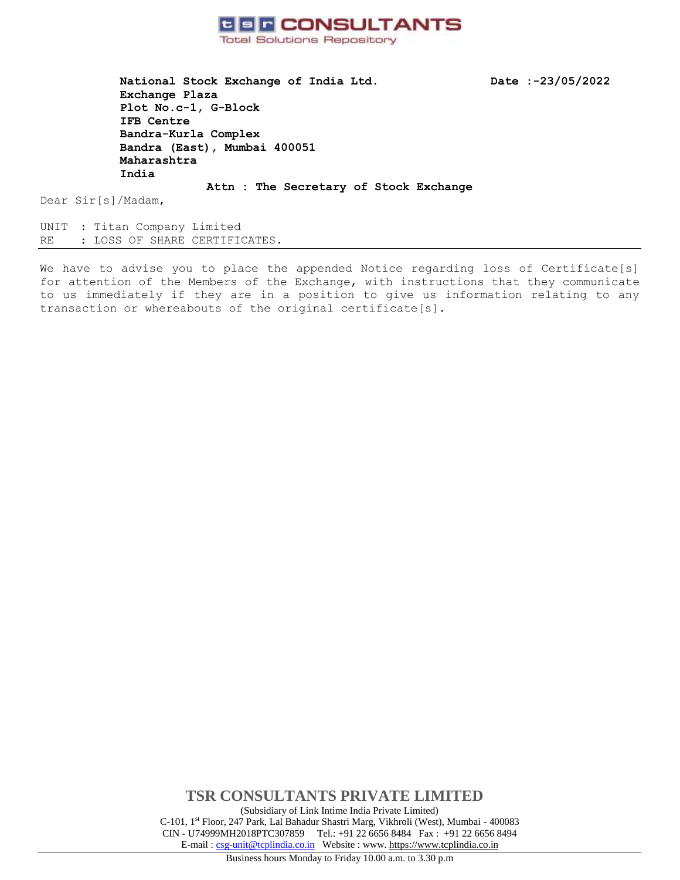**TSR CONSULTANTS**
Total Solutions Repository

**National Stock Exchange of India Ltd.**
**Exchange Plaza**
**Plot No.c-1, G-Block**
**IFB Centre**
**Bandra-Kurla Complex**
**Bandra (East), Mumbai 400051**
**Maharashtra**
**India**

**Date :-23/05/2022**

**Attn : The Secretary of Stock Exchange**

Dear Sir[s]/Madam,

UNIT : Titan Company Limited
RE : LOSS OF SHARE CERTIFICATES.

---

We have to advise you to place the appended Notice regarding loss of Certificate[s] for attention of the Members of the Exchange, with instructions that they communicate to us immediately if they are in a position to give us information relating to any transaction or whereabouts of the original certificate[s].

**TSR CONSULTANTS PRIVATE LIMITED**
(Subsidiary of Link Intime India Private Limited)
C-101, 1st Floor, 247 Park, Lal Bahadur Shastri Marg, Vikhroli (West), Mumbai - 400083
CIN - U74999MH2018PTC307859 Tel.: +91 22 6656 8484 Fax : +91 22 6656 8494
E-mail : csg-unit@tcplindia.co.in Website : www. https://www.tcplindia.co.in

Business hours Monday to Friday 10.00 a.m. to 3.30 p.m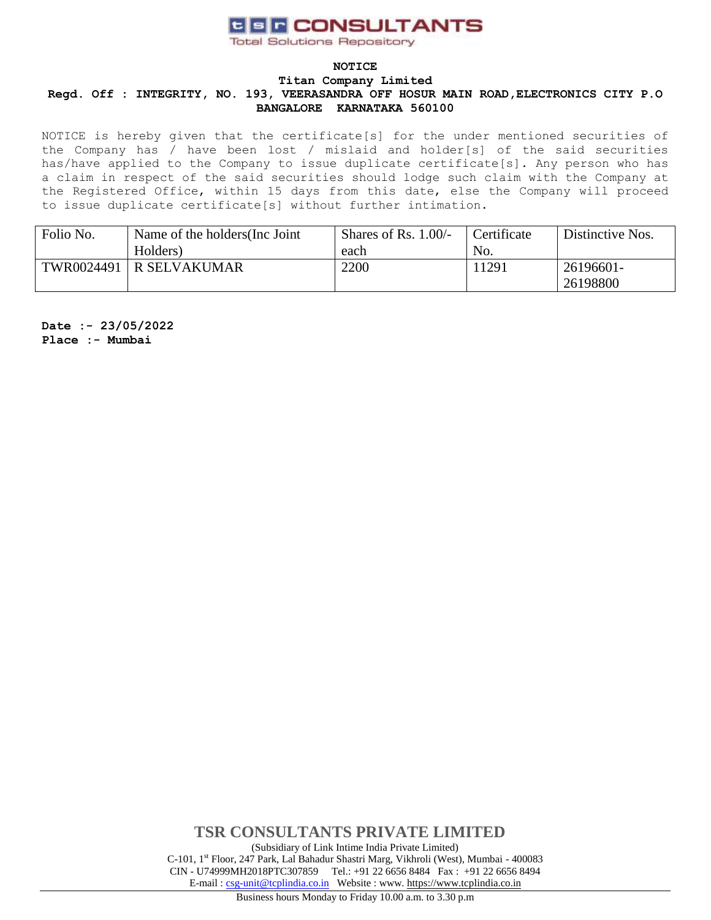**TSR CONSULTANTS**
Total Solutions Repository

**NOTICE**

**Titan Company Limited**

**Regd. Off : INTEGRITY, NO. 193, VEERASANDRA OFF HOSUR MAIN ROAD,ELECTRONICS CITY P.O BANGALORE KARNATAKA 560100**

NOTICE is hereby given that the certificate[s] for the under mentioned securities of the Company has / have been lost / mislaid and holder[s] of the said securities has/have applied to the Company to issue duplicate certificate[s]. Any person who has a claim in respect of the said securities should lodge such claim with the Company at the Registered Office, within 15 days from this date, else the Company will proceed to issue duplicate certificate[s] without further intimation.

| Folio No. | Name of the holders(Inc Joint Holders) | Shares of Rs. 1.00/- each | Certificate No. | Distinctive Nos. |
|---|---|---|---|---|
| TWR0024491 | R SELVAKUMAR | 2200 | 11291 | 26196601-26198800 |

**Date :- 23/05/2022**
**Place :- Mumbai**

**TSR CONSULTANTS PRIVATE LIMITED**
(Subsidiary of Link Intime India Private Limited)
C-101, 1st Floor, 247 Park, Lal Bahadur Shastri Marg, Vikhroli (West), Mumbai - 400083
CIN - U74999MH2018PTC307859 Tel.: +91 22 6656 8484 Fax : +91 22 6656 8494
E-mail : csg-unit@tcplindia.co.in Website : www. https://www.tcplindia.co.in

Business hours Monday to Friday 10.00 a.m. to 3.30 p.m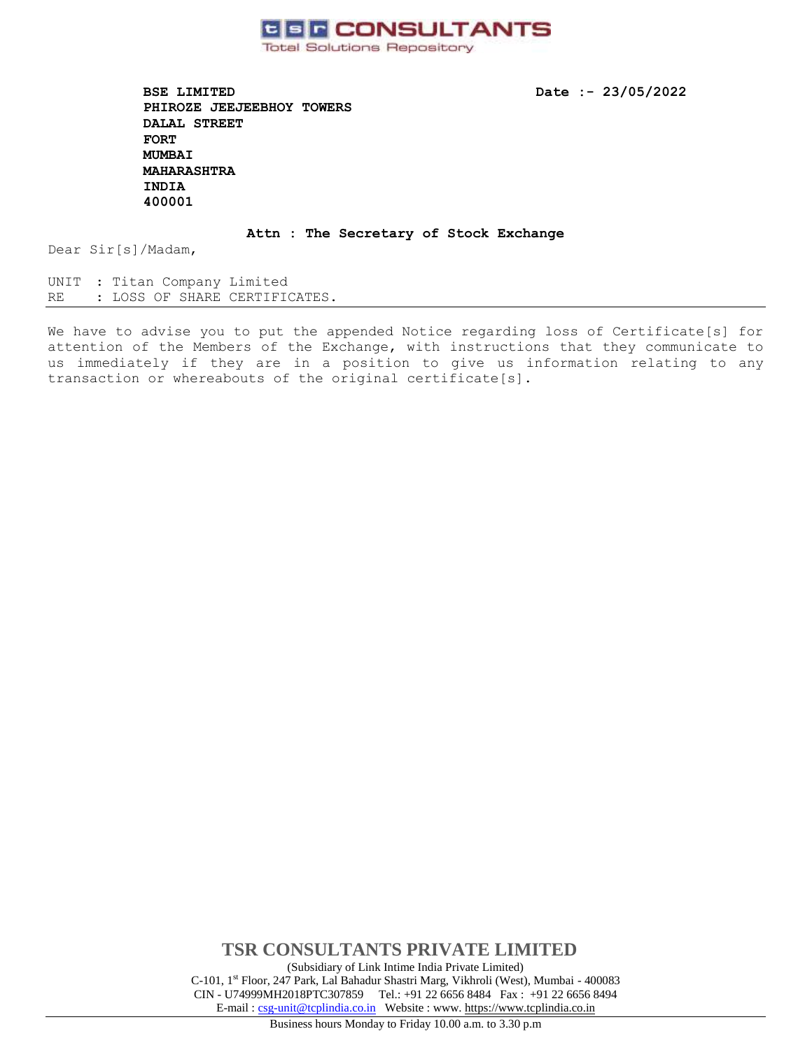**tsr CONSULTANTS**
Total Solutions Repository

**BSE LIMITED**
**PHIROZE JEEJEEBHOY TOWERS**
**DALAL STREET**
**FORT**
**MUMBAI**
**MAHARASHTRA**
**INDIA**
**400001**

**Date :- 23/05/2022**

**Attn : The Secretary of Stock Exchange**

Dear Sir[s]/Madam,

UNIT : Titan Company Limited
RE : LOSS OF SHARE CERTIFICATES.

---

We have to advise you to put the appended Notice regarding loss of Certificate[s] for attention of the Members of the Exchange, with instructions that they communicate to us immediately if they are in a position to give us information relating to any transaction or whereabouts of the original certificate[s].

**TSR CONSULTANTS PRIVATE LIMITED**
(Subsidiary of Link Intime India Private Limited)
C-101, 1st Floor, 247 Park, Lal Bahadur Shastri Marg, Vikhroli (West), Mumbai - 400083
CIN - U74999MH2018PTC307859 Tel.: +91 22 6656 8484 Fax : +91 22 6656 8494
E-mail : csg-unit@tcplindia.co.in Website : www. https://www.tcplindia.co.in

Business hours Monday to Friday 10.00 a.m. to 3.30 p.m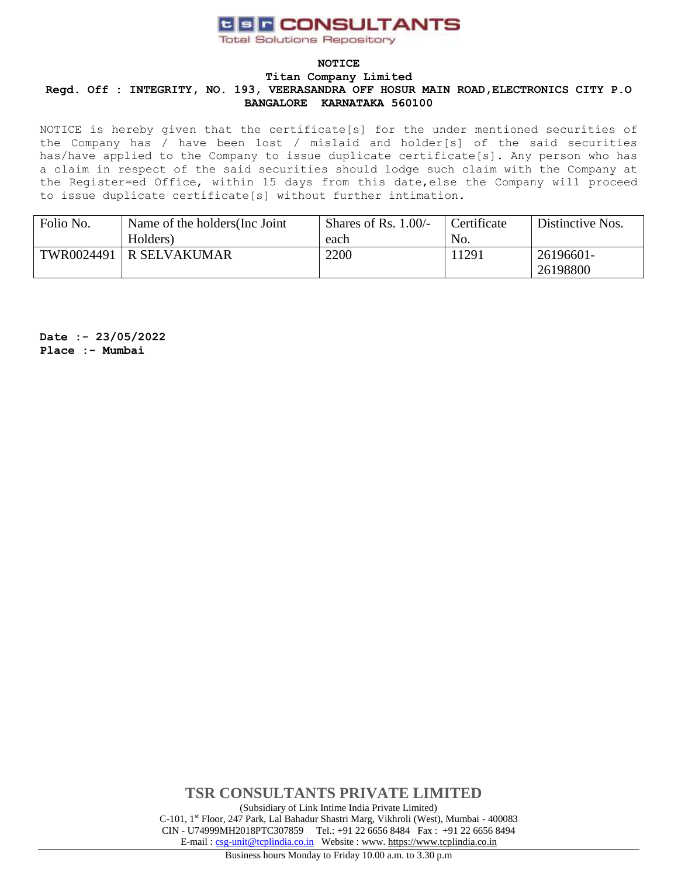**TSR CONSULTANTS**
Total Solutions Repository

**NOTICE**

**Titan Company Limited**

**Regd. Off : INTEGRITY, NO. 193, VEERASANDRA OFF HOSUR MAIN ROAD,ELECTRONICS CITY P.O BANGALORE KARNATAKA 560100**

NOTICE is hereby given that the certificate[s] for the under mentioned securities of the Company has / have been lost / mislaid and holder[s] of the said securities has/have applied to the Company to issue duplicate certificate[s]. Any person who has a claim in respect of the said securities should lodge such claim with the Company at the Register=ed Office, within 15 days from this date,else the Company will proceed to issue duplicate certificate[s] without further intimation.

| Folio No. | Name of the holders(Inc Joint Holders) | Shares of Rs. 1.00/- each | Certificate No. | Distinctive Nos. |
|---|---|---|---|---|
| TWR0024491 | R SELVAKUMAR | 2200 | 11291 | 26196601-26198800 |

**Date :- 23/05/2022**
**Place :- Mumbai**

**TSR CONSULTANTS PRIVATE LIMITED**
(Subsidiary of Link Intime India Private Limited)
C-101, 1st Floor, 247 Park, Lal Bahadur Shastri Marg, Vikhroli (West), Mumbai - 400083
CIN - U74999MH2018PTC307859 Tel.: +91 22 6656 8484 Fax : +91 22 6656 8494
E-mail : csg-unit@tcplindia.co.in Website : www. https://www.tcplindia.co.in

Business hours Monday to Friday 10.00 a.m. to 3.30 p.m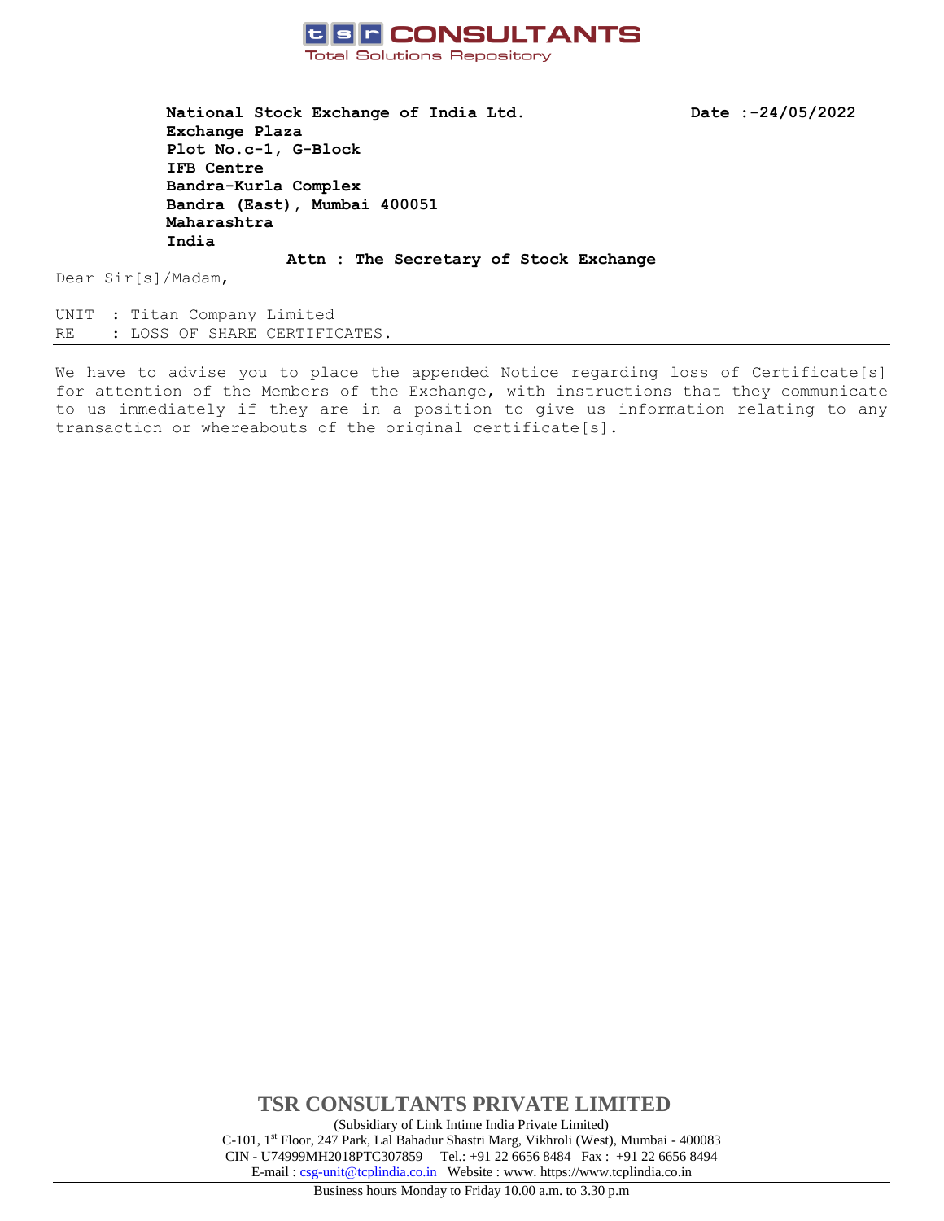**TSR CONSULTANTS**
Total Solutions Repository

**National Stock Exchange of India Ltd.**
**Exchange Plaza**
**Plot No.c-1, G-Block**
**IFB Centre**
**Bandra-Kurla Complex**
**Bandra (East), Mumbai 400051**
**Maharashtra**
**India**

**Date :-24/05/2022**

**Attn : The Secretary of Stock Exchange**

Dear Sir[s]/Madam,

UNIT : Titan Company Limited
RE : LOSS OF SHARE CERTIFICATES.

---

We have to advise you to place the appended Notice regarding loss of Certificate[s] for attention of the Members of the Exchange, with instructions that they communicate to us immediately if they are in a position to give us information relating to any transaction or whereabouts of the original certificate[s].

**TSR CONSULTANTS PRIVATE LIMITED**
(Subsidiary of Link Intime India Private Limited)
C-101, 1st Floor, 247 Park, Lal Bahadur Shastri Marg, Vikhroli (West), Mumbai - 400083
CIN - U74999MH2018PTC307859 Tel.: +91 22 6656 8484 Fax : +91 22 6656 8494
E-mail : csg-unit@tcplindia.co.in Website : www. https://www.tcplindia.co.in

Business hours Monday to Friday 10.00 a.m. to 3.30 p.m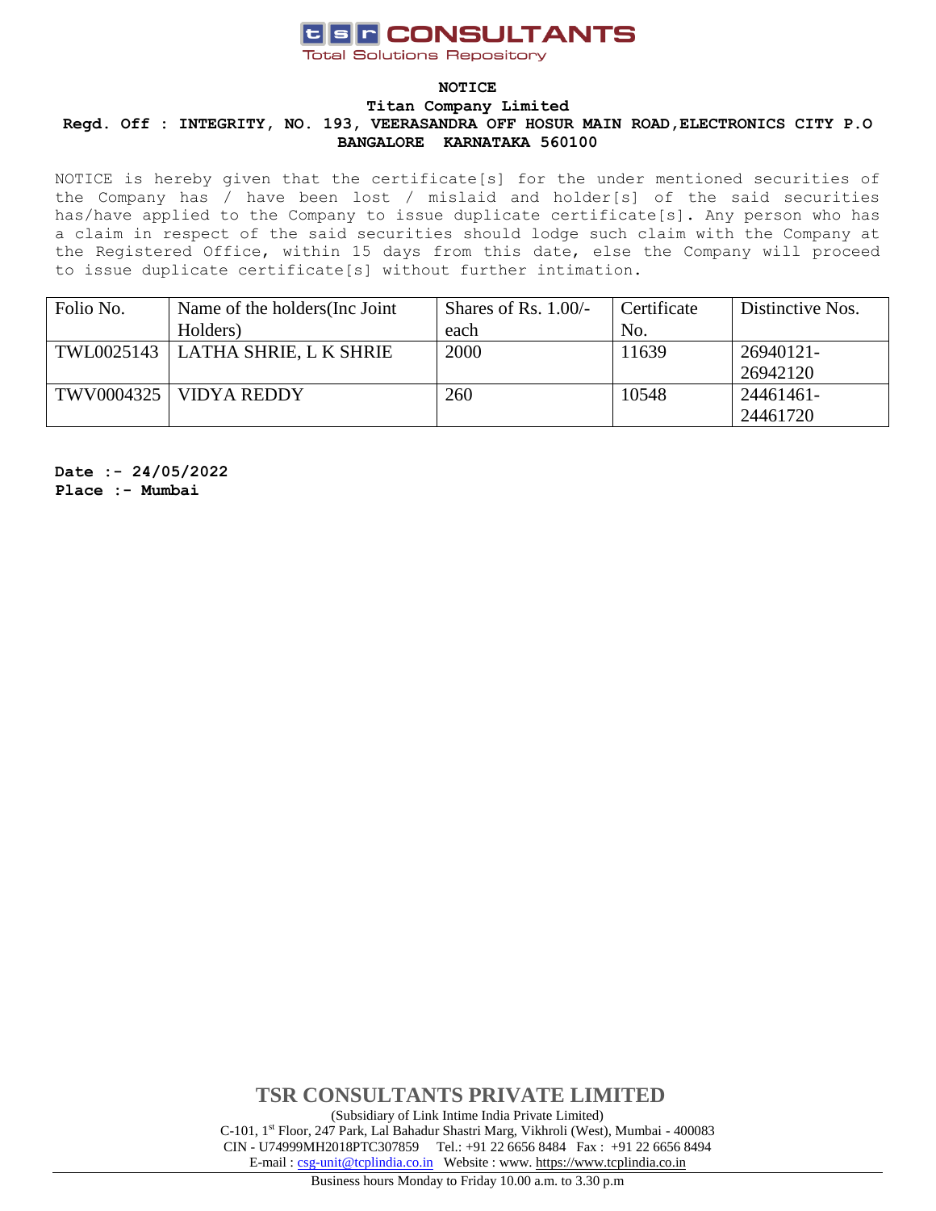**tsr CONSULTANTS**
Total Solutions Repository

# NOTICE

**Titan Company Limited**

**Regd. Off : INTEGRITY, NO. 193, VEERASANDRA OFF HOSUR MAIN ROAD,ELECTRONICS CITY P.O BANGALORE KARNATAKA 560100**

NOTICE is hereby given that the certificate[s] for the under mentioned securities of the Company has / have been lost / mislaid and holder[s] of the said securities has/have applied to the Company to issue duplicate certificate[s]. Any person who has a claim in respect of the said securities should lodge such claim with the Company at the Registered Office, within 15 days from this date, else the Company will proceed to issue duplicate certificate[s] without further intimation.

| Folio No. | Name of the holders(Inc Joint Holders) | Shares of Rs. 1.00/- each | Certificate No. | Distinctive Nos. |
|---|---|---|---|---|
| TWL0025143 | LATHA SHRIE, L K SHRIE | 2000 | 11639 | 26940121-26942120 |
| TWV0004325 | VIDYA REDDY | 260 | 10548 | 24461461-24461720 |

**Date :- 24/05/2022**
**Place :- Mumbai**

**TSR CONSULTANTS PRIVATE LIMITED**
(Subsidiary of Link Intime India Private Limited)
C-101, 1st Floor, 247 Park, Lal Bahadur Shastri Marg, Vikhroli (West), Mumbai - 400083
CIN - U74999MH2018PTC307859 Tel.: +91 22 6656 8484 Fax : +91 22 6656 8494
E-mail : csg-unit@tcplindia.co.in Website : www. https://www.tcplindia.co.in
Business hours Monday to Friday 10.00 a.m. to 3.30 p.m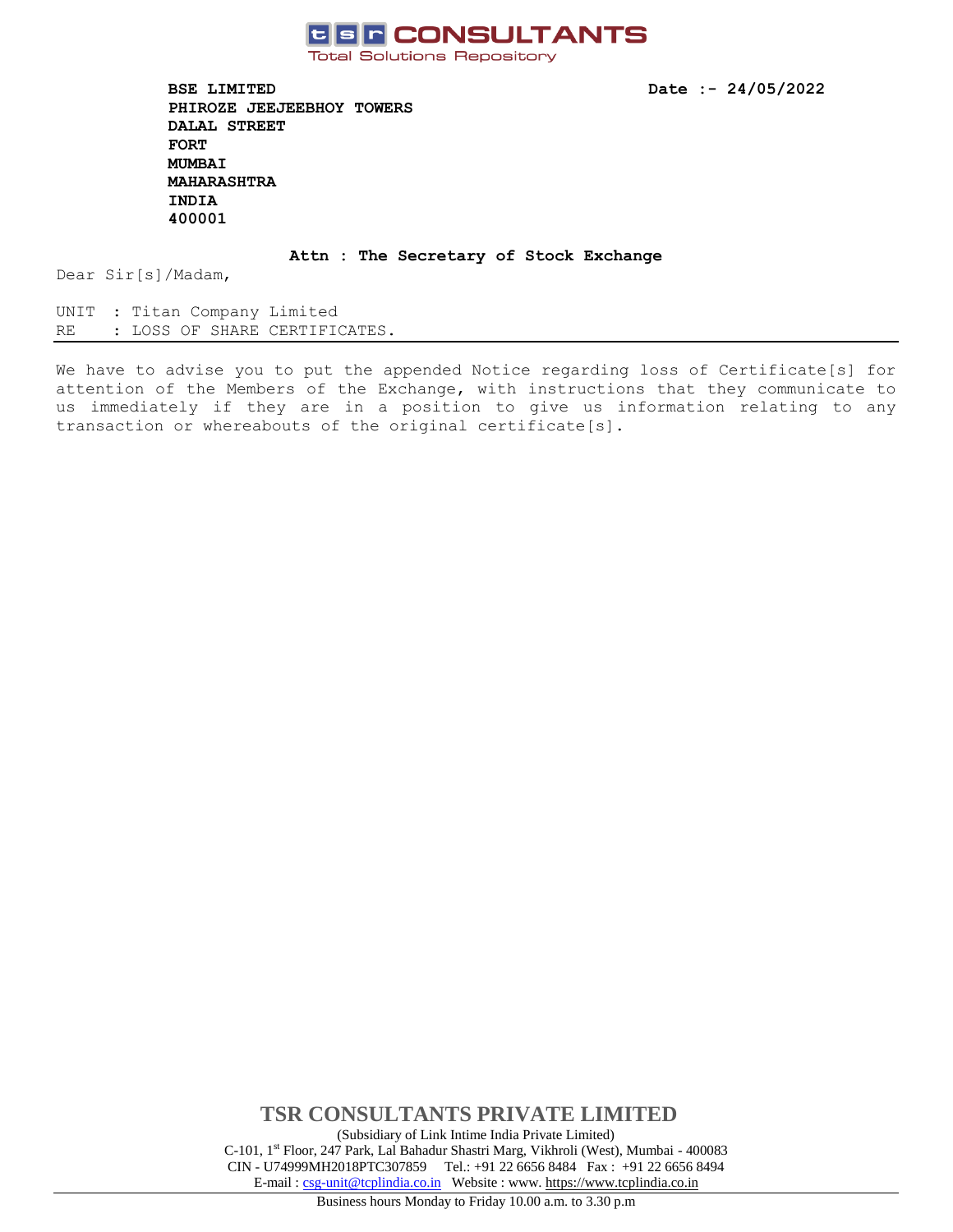**TSR CONSULTANTS**
Total Solutions Repository

**BSE LIMITED**
**PHIROZE JEEJEEBHOY TOWERS**
**DALAL STREET**
**FORT**
**MUMBAI**
**MAHARASHTRA**
**INDIA**
**400001**

**Date :- 24/05/2022**

**Attn : The Secretary of Stock Exchange**

Dear Sir[s]/Madam,

UNIT : Titan Company Limited
RE : LOSS OF SHARE CERTIFICATES.

---

We have to advise you to put the appended Notice regarding loss of Certificate[s] for attention of the Members of the Exchange, with instructions that they communicate to us immediately if they are in a position to give us information relating to any transaction or whereabouts of the original certificate[s].

**TSR CONSULTANTS PRIVATE LIMITED**

(Subsidiary of Link Intime India Private Limited)
C-101, 1st Floor, 247 Park, Lal Bahadur Shastri Marg, Vikhroli (West), Mumbai - 400083
CIN - U74999MH2018PTC307859 Tel.: +91 22 6656 8484 Fax : +91 22 6656 8494
E-mail : csg-unit@tcplindia.co.in Website : www. https://www.tcplindia.co.in

Business hours Monday to Friday 10.00 a.m. to 3.30 p.m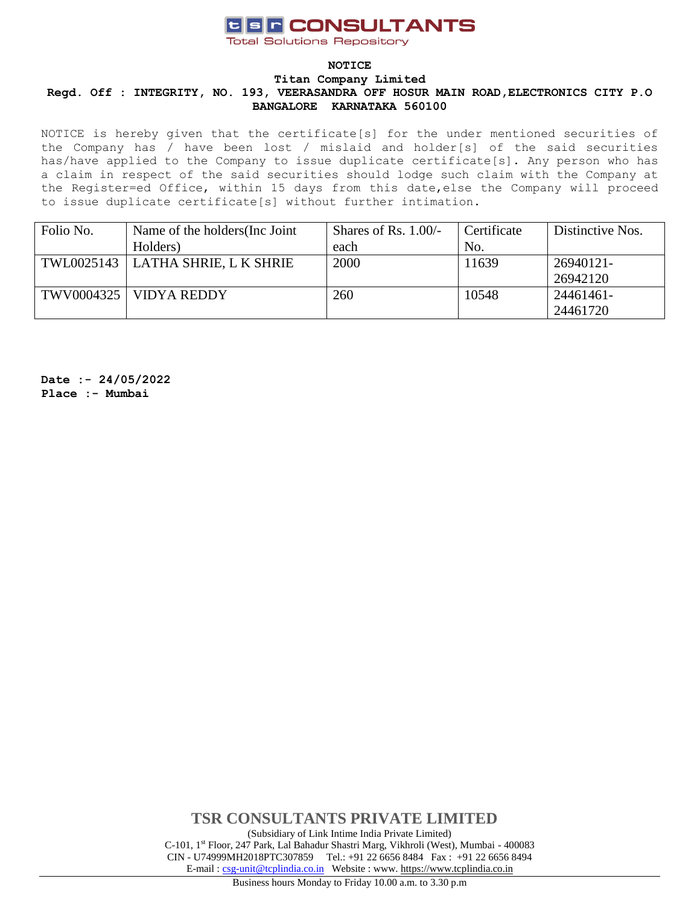**tsr CONSULTANTS**
Total Solutions Repository

**NOTICE**

**Titan Company Limited**

**Regd. Off : INTEGRITY, NO. 193, VEERASANDRA OFF HOSUR MAIN ROAD,ELECTRONICS CITY P.O BANGALORE KARNATAKA 560100**

NOTICE is hereby given that the certificate[s] for the under mentioned securities of the Company has / have been lost / mislaid and holder[s] of the said securities has/have applied to the Company to issue duplicate certificate[s]. Any person who has a claim in respect of the said securities should lodge such claim with the Company at the Register=ed Office, within 15 days from this date,else the Company will proceed to issue duplicate certificate[s] without further intimation.

| Folio No. | Name of the holders(Inc Joint Holders) | Shares of Rs. 1.00/- each | Certificate No. | Distinctive Nos. |
|---|---|---|---|---|
| TWL0025143 | LATHA SHRIE, L K SHRIE | 2000 | 11639 | 26940121-26942120 |
| TWV0004325 | VIDYA REDDY | 260 | 10548 | 24461461-24461720 |

**Date :- 24/05/2022**
**Place :- Mumbai**

**TSR CONSULTANTS PRIVATE LIMITED**
(Subsidiary of Link Intime India Private Limited)
C-101, 1st Floor, 247 Park, Lal Bahadur Shastri Marg, Vikhroli (West), Mumbai - 400083
CIN - U74999MH2018PTC307859 Tel.: +91 22 6656 8484 Fax : +91 22 6656 8494
E-mail : csg-unit@tcplindia.co.in Website : www. https://www.tcplindia.co.in

Business hours Monday to Friday 10.00 a.m. to 3.30 p.m